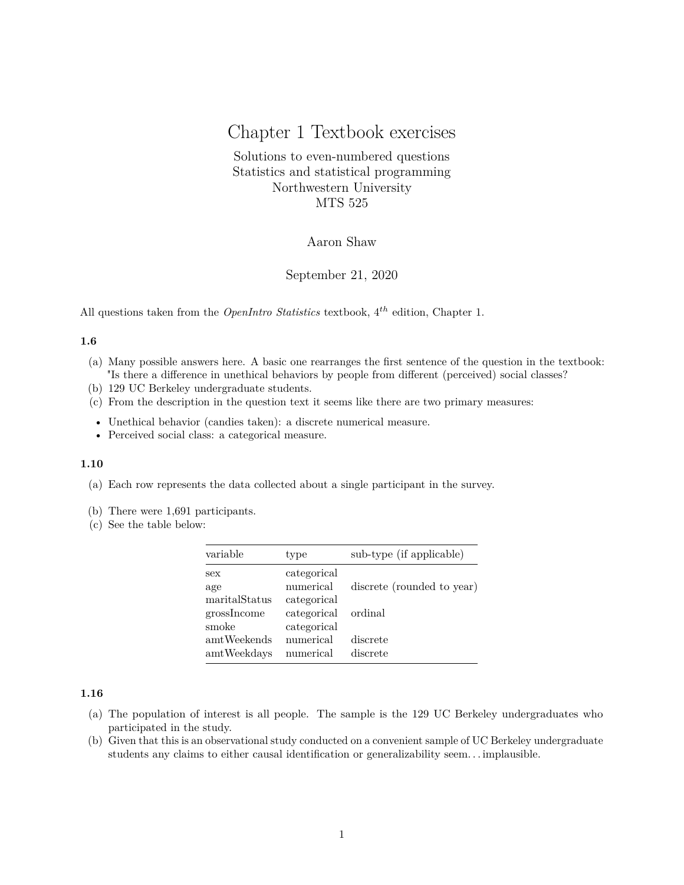# Chapter 1 Textbook exercises

Solutions to even-numbered questions
Statistics and statistical programming
Northwestern University
MTS 525

Aaron Shaw

September 21, 2020

All questions taken from the *OpenIntro Statistics* textbook, $4^{th}$ edition, Chapter 1.

### 1.6

(a) Many possible answers here. A basic one rearranges the first sentence of the question in the textbook: "Is there a difference in unethical behaviors by people from different (perceived) social classes?
(b) 129 UC Berkeley undergraduate students.
(c) From the description in the question text it seems like there are two primary measures:

- Unethical behavior (candies taken): a discrete numerical measure.
- Perceived social class: a categorical measure.

### 1.10

(a) Each row represents the data collected about a single participant in the survey.
(b) There were 1,691 participants.
(c) See the table below:

| variable | type | sub-type (if applicable) |
|---|---|---|
| sex | categorical | |
| age | numerical | discrete (rounded to year) |
| maritalStatus | categorical | |
| grossIncome | categorical | ordinal |
| smoke | categorical | |
| amtWeekends | numerical | discrete |
| amtWeekdays | numerical | discrete |

### 1.16

(a) The population of interest is all people. The sample is the 129 UC Berkeley undergraduates who participated in the study.
(b) Given that this is an observational study conducted on a convenient sample of UC Berkeley undergraduate students any claims to either causal identification or generalizability seem… implausible.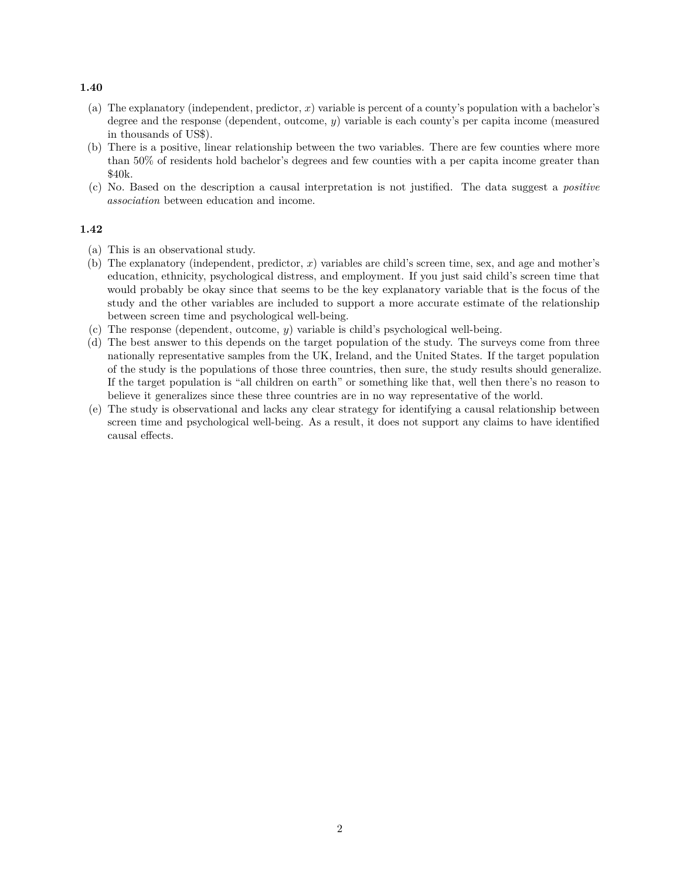**1.40**

(a) The explanatory (independent, predictor, $x$) variable is percent of a county's population with a bachelor's degree and the response (dependent, outcome, $y$) variable is each county's per capita income (measured in thousands of US$).

(b) There is a positive, linear relationship between the two variables. There are few counties where more than 50% of residents hold bachelor's degrees and few counties with a per capita income greater than $40k.

(c) No. Based on the description a causal interpretation is not justified. The data suggest a *positive association* between education and income.

**1.42**

(a) This is an observational study.

(b) The explanatory (independent, predictor, $x$) variables are child's screen time, sex, and age and mother's education, ethnicity, psychological distress, and employment. If you just said child's screen time that would probably be okay since that seems to be the key explanatory variable that is the focus of the study and the other variables are included to support a more accurate estimate of the relationship between screen time and psychological well-being.

(c) The response (dependent, outcome, $y$) variable is child's psychological well-being.

(d) The best answer to this depends on the target population of the study. The surveys come from three nationally representative samples from the UK, Ireland, and the United States. If the target population of the study is the populations of those three countries, then sure, the study results should generalize. If the target population is "all children on earth" or something like that, well then there's no reason to believe it generalizes since these three countries are in no way representative of the world.

(e) The study is observational and lacks any clear strategy for identifying a causal relationship between screen time and psychological well-being. As a result, it does not support any claims to have identified causal effects.